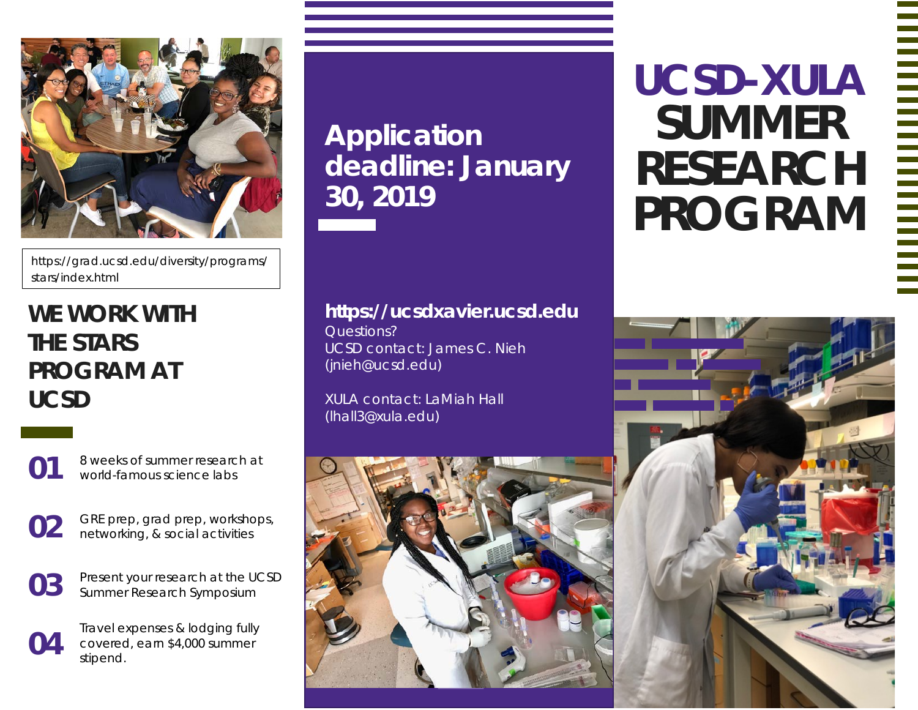# UCSD-XULA SUMMER RESEARCH PROGRAM

## Application deadline: January 30, 2019

**https://ucsdxavier.ucsd.edu**

Questions?
UCSD contact: James C. Nieh
(jnieh@ucsd.edu)

XULA contact: LaMiah Hall
(lhall3@xula.edu)

https://grad.ucsd.edu/diversity/programs/stars/index.html

## WE WORK WITH THE STARS PROGRAM AT UCSD

**01** 8 weeks of summer research at world-famous science labs

**02** GRE prep, grad prep, workshops, networking, & social activities

**03** Present your research at the UCSD Summer Research Symposium

**04** Travel expenses & lodging fully covered, earn $4,000 summer stipend.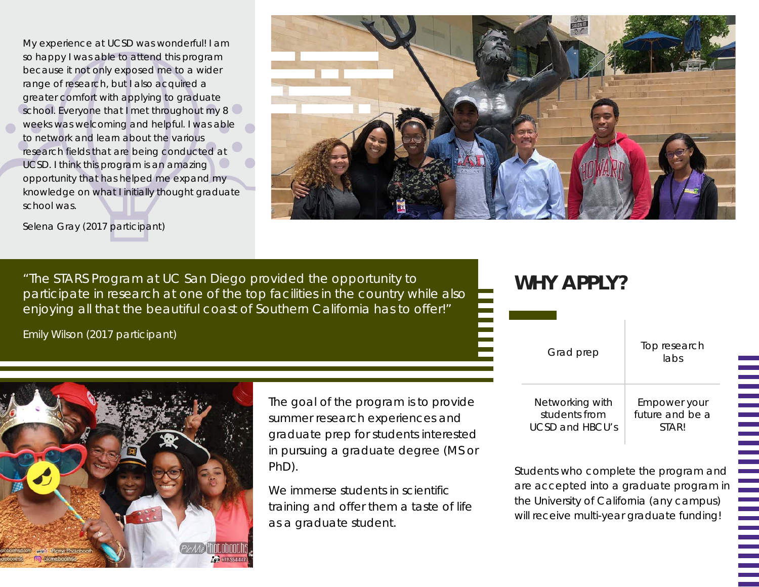My experience at UCSD was wonderful! I am so happy I was able to attend this program because it not only exposed me to a wider range of research, but I also acquired a greater comfort with applying to graduate school. Everyone that I met throughout my 8 weeks was welcoming and helpful. I was able to network and learn about the various research fields that are being conducted at UCSD. I think this program is an amazing opportunity that has helped me expand my knowledge on what I initially thought graduate school was.

Selena Gray (2017 participant)

"The STARS Program at UC San Diego provided the opportunity to participate in research at one of the top facilities in the country while also enjoying all that the beautiful coast of Southern California has to offer!"

Emily Wilson (2017 participant)

The goal of the program is to provide summer research experiences and graduate prep for students interested in pursuing a graduate degree (MS or PhD).

We immerse students in scientific training and offer them a taste of life as a graduate student.

## WHY APPLY?

| | |
|---|---|
| Grad prep | Top research labs |
| Networking with students from UCSD and HBCU's | Empower your future and be a STAR! |

Students who complete the program and are accepted into a graduate program in the University of California (any campus) will receive multi-year graduate funding!